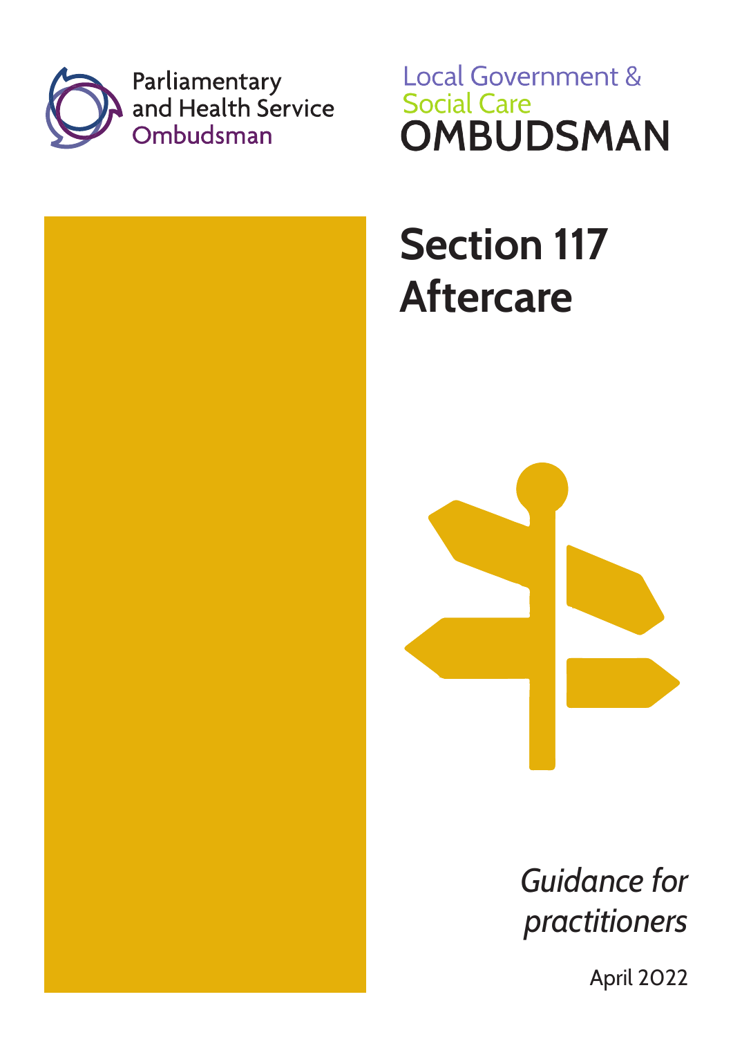Parliamentary and Health Service Ombudsman

Local Government & Social Care OMBUDSMAN

# Section 117 Aftercare

*Guidance for practitioners*

April 2022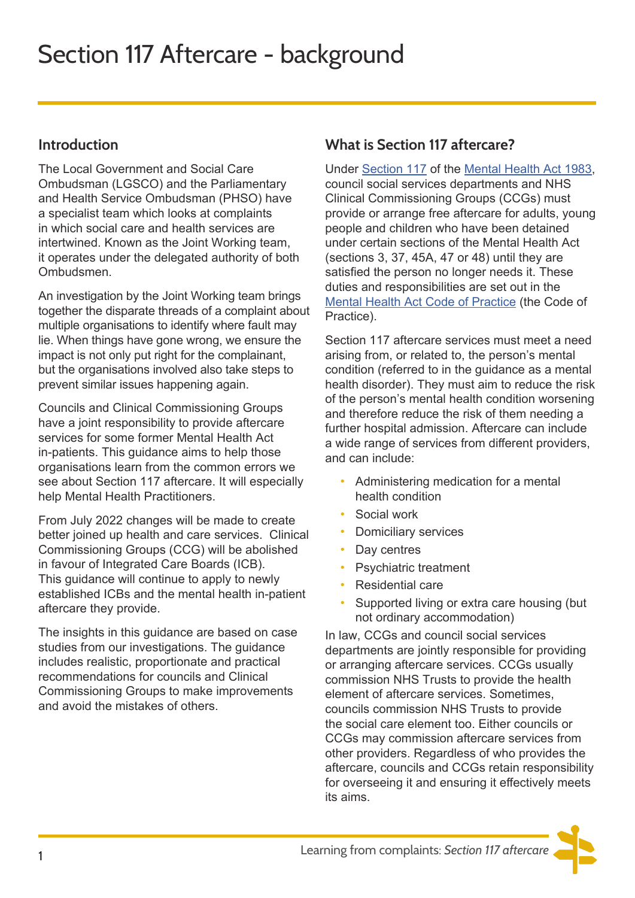# Section 117 Aftercare - background

## Introduction

The Local Government and Social Care Ombudsman (LGSCO) and the Parliamentary and Health Service Ombudsman (PHSO) have a specialist team which looks at complaints in which social care and health services are intertwined. Known as the Joint Working team, it operates under the delegated authority of both Ombudsmen.

An investigation by the Joint Working team brings together the disparate threads of a complaint about multiple organisations to identify where fault may lie. When things have gone wrong, we ensure the impact is not only put right for the complainant, but the organisations involved also take steps to prevent similar issues happening again.

Councils and Clinical Commissioning Groups have a joint responsibility to provide aftercare services for some former Mental Health Act in-patients. This guidance aims to help those organisations learn from the common errors we see about Section 117 aftercare. It will especially help Mental Health Practitioners.

From July 2022 changes will be made to create better joined up health and care services. Clinical Commissioning Groups (CCG) will be abolished in favour of Integrated Care Boards (ICB). This guidance will continue to apply to newly established ICBs and the mental health in-patient aftercare they provide.

The insights in this guidance are based on case studies from our investigations. The guidance includes realistic, proportionate and practical recommendations for councils and Clinical Commissioning Groups to make improvements and avoid the mistakes of others.

## What is Section 117 aftercare?

Under Section 117 of the Mental Health Act 1983, council social services departments and NHS Clinical Commissioning Groups (CCGs) must provide or arrange free aftercare for adults, young people and children who have been detained under certain sections of the Mental Health Act (sections 3, 37, 45A, 47 or 48) until they are satisfied the person no longer needs it. These duties and responsibilities are set out in the Mental Health Act Code of Practice (the Code of Practice).

Section 117 aftercare services must meet a need arising from, or related to, the person's mental condition (referred to in the guidance as a mental health disorder). They must aim to reduce the risk of the person's mental health condition worsening and therefore reduce the risk of them needing a further hospital admission. Aftercare can include a wide range of services from different providers, and can include:

- Administering medication for a mental health condition
- Social work
- Domiciliary services
- Day centres
- Psychiatric treatment
- Residential care
- Supported living or extra care housing (but not ordinary accommodation)

In law, CCGs and council social services departments are jointly responsible for providing or arranging aftercare services. CCGs usually commission NHS Trusts to provide the health element of aftercare services. Sometimes, councils commission NHS Trusts to provide the social care element too. Either councils or CCGs may commission aftercare services from other providers. Regardless of who provides the aftercare, councils and CCGs retain responsibility for overseeing it and ensuring it effectively meets its aims.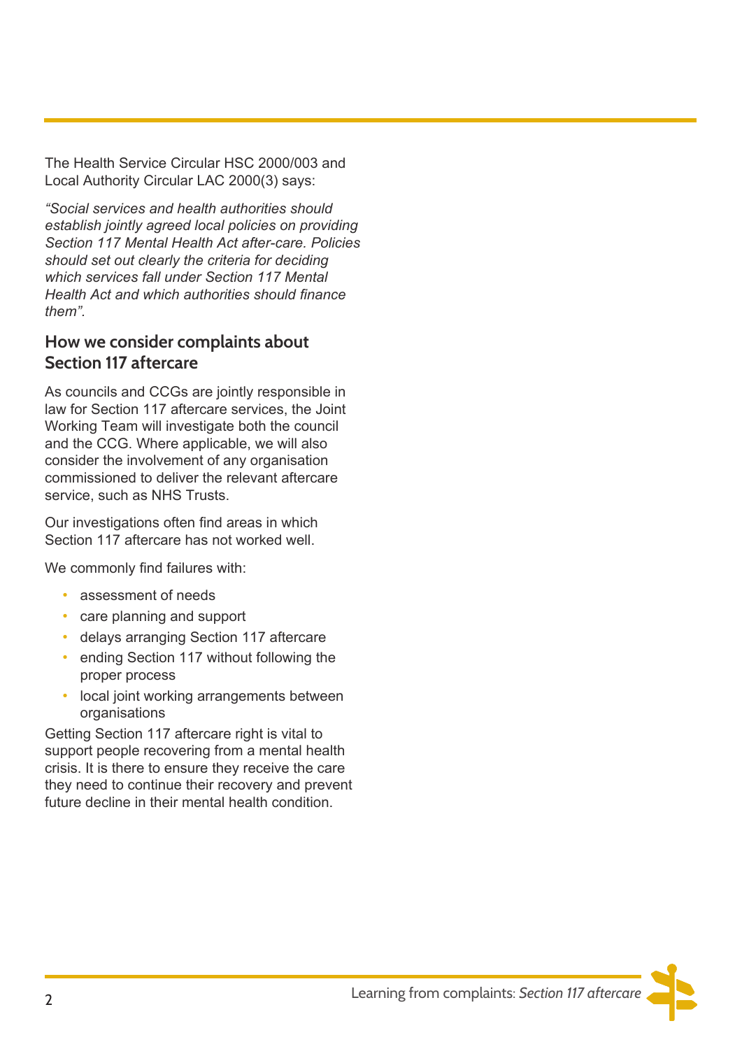The Health Service Circular HSC 2000/003 and Local Authority Circular LAC 2000(3) says:

*"Social services and health authorities should establish jointly agreed local policies on providing Section 117 Mental Health Act after-care. Policies should set out clearly the criteria for deciding which services fall under Section 117 Mental Health Act and which authorities should finance them".*

## How we consider complaints about Section 117 aftercare

As councils and CCGs are jointly responsible in law for Section 117 aftercare services, the Joint Working Team will investigate both the council and the CCG. Where applicable, we will also consider the involvement of any organisation commissioned to deliver the relevant aftercare service, such as NHS Trusts.

Our investigations often find areas in which Section 117 aftercare has not worked well.

We commonly find failures with:

- assessment of needs
- care planning and support
- delays arranging Section 117 aftercare
- ending Section 117 without following the proper process
- local joint working arrangements between organisations

Getting Section 117 aftercare right is vital to support people recovering from a mental health crisis. It is there to ensure they receive the care they need to continue their recovery and prevent future decline in their mental health condition.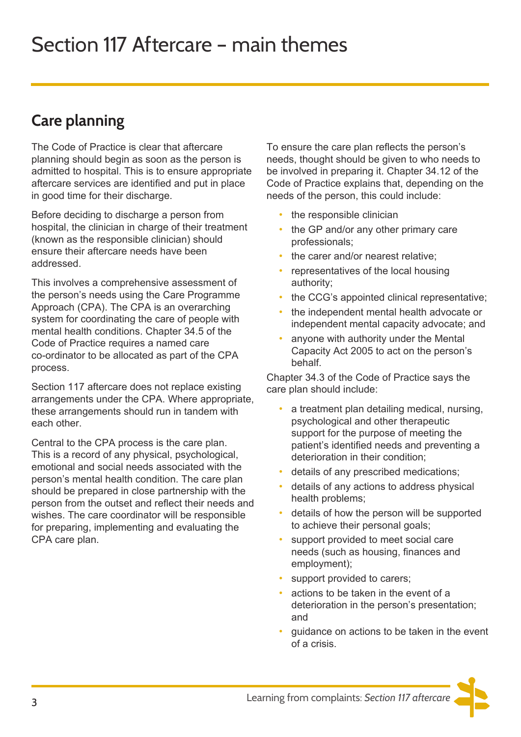# Section 117 Aftercare – main themes

## Care planning

The Code of Practice is clear that aftercare planning should begin as soon as the person is admitted to hospital. This is to ensure appropriate aftercare services are identified and put in place in good time for their discharge.

Before deciding to discharge a person from hospital, the clinician in charge of their treatment (known as the responsible clinician) should ensure their aftercare needs have been addressed.

This involves a comprehensive assessment of the person's needs using the Care Programme Approach (CPA). The CPA is an overarching system for coordinating the care of people with mental health conditions. Chapter 34.5 of the Code of Practice requires a named care co-ordinator to be allocated as part of the CPA process.

Section 117 aftercare does not replace existing arrangements under the CPA. Where appropriate, these arrangements should run in tandem with each other.

Central to the CPA process is the care plan. This is a record of any physical, psychological, emotional and social needs associated with the person's mental health condition. The care plan should be prepared in close partnership with the person from the outset and reflect their needs and wishes. The care coordinator will be responsible for preparing, implementing and evaluating the CPA care plan.

To ensure the care plan reflects the person's needs, thought should be given to who needs to be involved in preparing it. Chapter 34.12 of the Code of Practice explains that, depending on the needs of the person, this could include:

- the responsible clinician
- the GP and/or any other primary care professionals;
- the carer and/or nearest relative;
- representatives of the local housing authority;
- the CCG's appointed clinical representative;
- the independent mental health advocate or independent mental capacity advocate; and
- anyone with authority under the Mental Capacity Act 2005 to act on the person's behalf.

Chapter 34.3 of the Code of Practice says the care plan should include:

- a treatment plan detailing medical, nursing, psychological and other therapeutic support for the purpose of meeting the patient's identified needs and preventing a deterioration in their condition;
- details of any prescribed medications;
- details of any actions to address physical health problems;
- details of how the person will be supported to achieve their personal goals;
- support provided to meet social care needs (such as housing, finances and employment);
- support provided to carers;
- actions to be taken in the event of a deterioration in the person's presentation; and
- guidance on actions to be taken in the event of a crisis.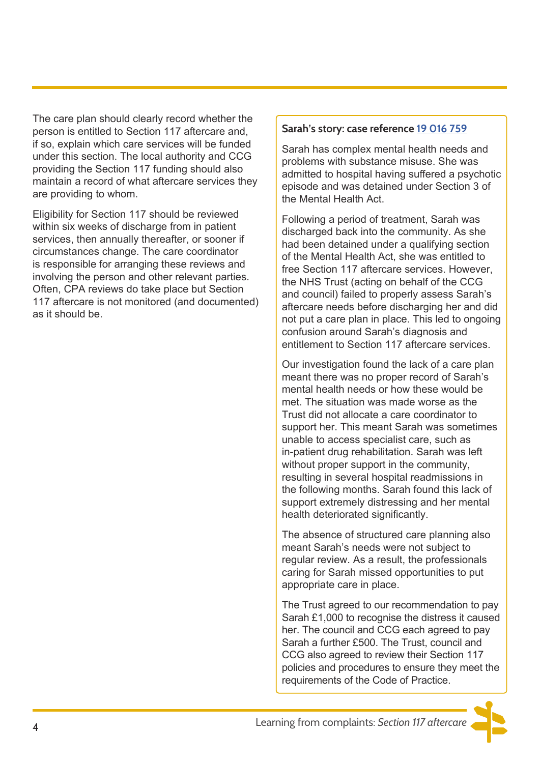The care plan should clearly record whether the person is entitled to Section 117 aftercare and, if so, explain which care services will be funded under this section. The local authority and CCG providing the Section 117 funding should also maintain a record of what aftercare services they are providing to whom.

Eligibility for Section 117 should be reviewed within six weeks of discharge from in patient services, then annually thereafter, or sooner if circumstances change. The care coordinator is responsible for arranging these reviews and involving the person and other relevant parties. Often, CPA reviews do take place but Section 117 aftercare is not monitored (and documented) as it should be.

**Sarah's story: case reference 19 016 759**

Sarah has complex mental health needs and problems with substance misuse. She was admitted to hospital having suffered a psychotic episode and was detained under Section 3 of the Mental Health Act.

Following a period of treatment, Sarah was discharged back into the community. As she had been detained under a qualifying section of the Mental Health Act, she was entitled to free Section 117 aftercare services. However, the NHS Trust (acting on behalf of the CCG and council) failed to properly assess Sarah's aftercare needs before discharging her and did not put a care plan in place. This led to ongoing confusion around Sarah's diagnosis and entitlement to Section 117 aftercare services.

Our investigation found the lack of a care plan meant there was no proper record of Sarah's mental health needs or how these would be met. The situation was made worse as the Trust did not allocate a care coordinator to support her. This meant Sarah was sometimes unable to access specialist care, such as in-patient drug rehabilitation. Sarah was left without proper support in the community, resulting in several hospital readmissions in the following months. Sarah found this lack of support extremely distressing and her mental health deteriorated significantly.

The absence of structured care planning also meant Sarah's needs were not subject to regular review. As a result, the professionals caring for Sarah missed opportunities to put appropriate care in place.

The Trust agreed to our recommendation to pay Sarah £1,000 to recognise the distress it caused her. The council and CCG each agreed to pay Sarah a further £500. The Trust, council and CCG also agreed to review their Section 117 policies and procedures to ensure they meet the requirements of the Code of Practice.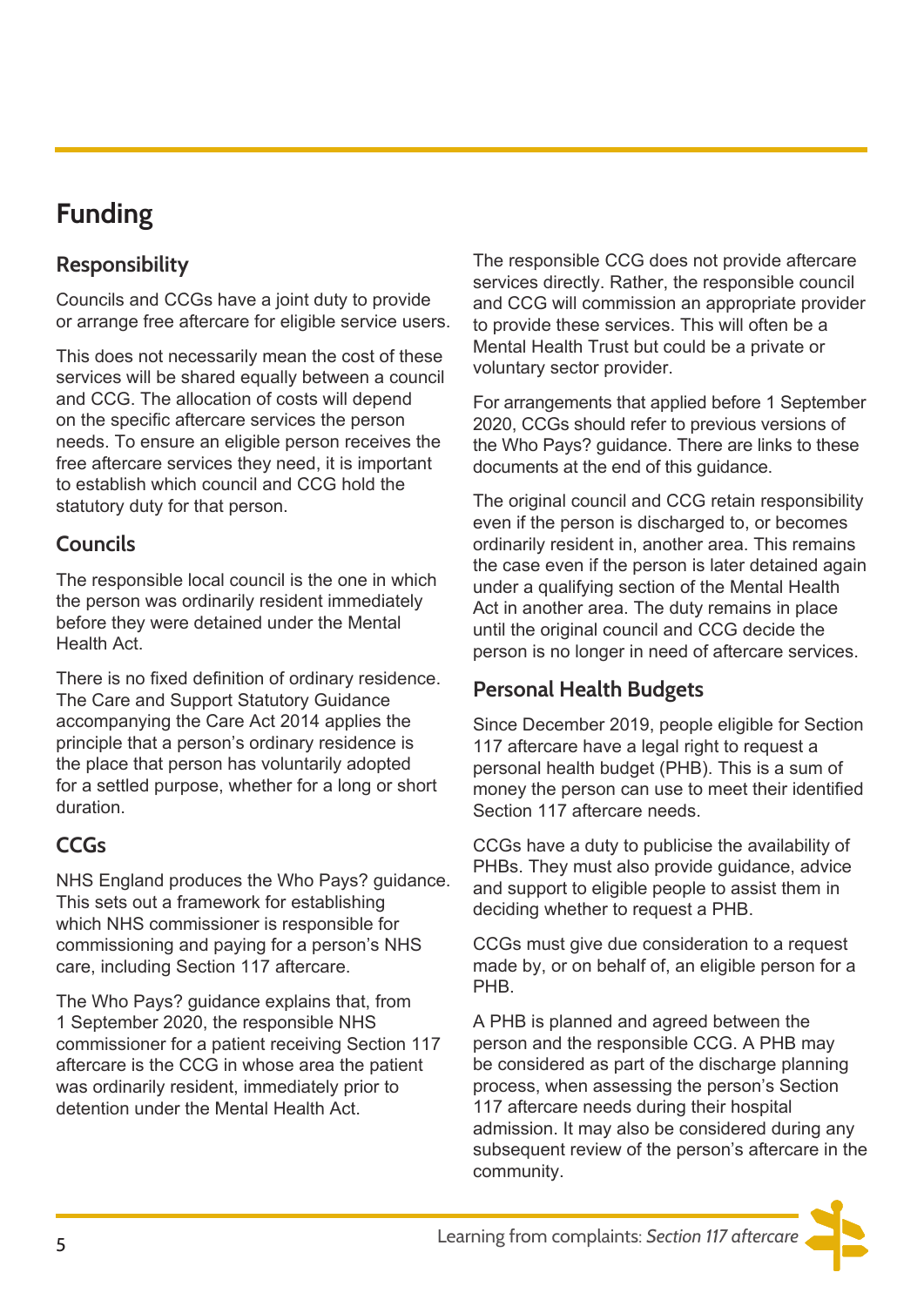# Funding

## Responsibility

Councils and CCGs have a joint duty to provide or arrange free aftercare for eligible service users.

This does not necessarily mean the cost of these services will be shared equally between a council and CCG. The allocation of costs will depend on the specific aftercare services the person needs. To ensure an eligible person receives the free aftercare services they need, it is important to establish which council and CCG hold the statutory duty for that person.

## Councils

The responsible local council is the one in which the person was ordinarily resident immediately before they were detained under the Mental Health Act.

There is no fixed definition of ordinary residence. The Care and Support Statutory Guidance accompanying the Care Act 2014 applies the principle that a person's ordinary residence is the place that person has voluntarily adopted for a settled purpose, whether for a long or short duration.

## CCGs

NHS England produces the Who Pays? guidance. This sets out a framework for establishing which NHS commissioner is responsible for commissioning and paying for a person's NHS care, including Section 117 aftercare.

The Who Pays? guidance explains that, from 1 September 2020, the responsible NHS commissioner for a patient receiving Section 117 aftercare is the CCG in whose area the patient was ordinarily resident, immediately prior to detention under the Mental Health Act.

The responsible CCG does not provide aftercare services directly. Rather, the responsible council and CCG will commission an appropriate provider to provide these services. This will often be a Mental Health Trust but could be a private or voluntary sector provider.

For arrangements that applied before 1 September 2020, CCGs should refer to previous versions of the Who Pays? guidance. There are links to these documents at the end of this guidance.

The original council and CCG retain responsibility even if the person is discharged to, or becomes ordinarily resident in, another area. This remains the case even if the person is later detained again under a qualifying section of the Mental Health Act in another area. The duty remains in place until the original council and CCG decide the person is no longer in need of aftercare services.

## Personal Health Budgets

Since December 2019, people eligible for Section 117 aftercare have a legal right to request a personal health budget (PHB). This is a sum of money the person can use to meet their identified Section 117 aftercare needs.

CCGs have a duty to publicise the availability of PHBs. They must also provide guidance, advice and support to eligible people to assist them in deciding whether to request a PHB.

CCGs must give due consideration to a request made by, or on behalf of, an eligible person for a PHB.

A PHB is planned and agreed between the person and the responsible CCG. A PHB may be considered as part of the discharge planning process, when assessing the person's Section 117 aftercare needs during their hospital admission. It may also be considered during any subsequent review of the person's aftercare in the community.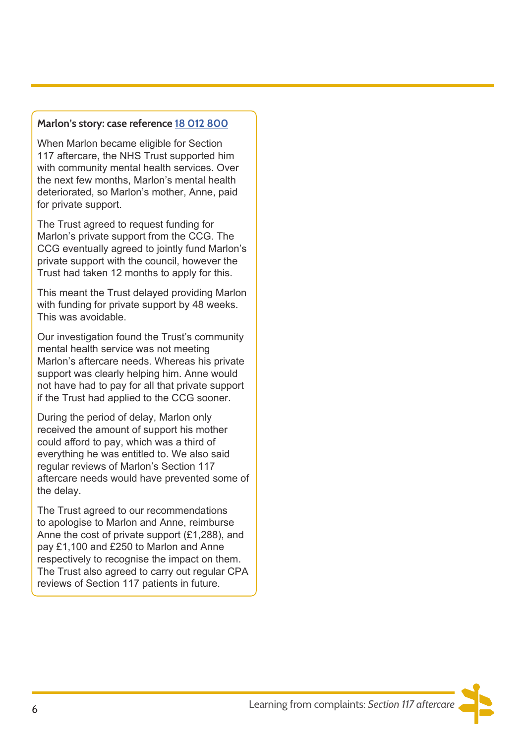**Marlon's story: case reference [18 012 800]**

When Marlon became eligible for Section 117 aftercare, the NHS Trust supported him with community mental health services. Over the next few months, Marlon's mental health deteriorated, so Marlon's mother, Anne, paid for private support.

The Trust agreed to request funding for Marlon's private support from the CCG. The CCG eventually agreed to jointly fund Marlon's private support with the council, however the Trust had taken 12 months to apply for this.

This meant the Trust delayed providing Marlon with funding for private support by 48 weeks. This was avoidable.

Our investigation found the Trust's community mental health service was not meeting Marlon's aftercare needs. Whereas his private support was clearly helping him. Anne would not have had to pay for all that private support if the Trust had applied to the CCG sooner.

During the period of delay, Marlon only received the amount of support his mother could afford to pay, which was a third of everything he was entitled to. We also said regular reviews of Marlon's Section 117 aftercare needs would have prevented some of the delay.

The Trust agreed to our recommendations to apologise to Marlon and Anne, reimburse Anne the cost of private support (£1,288), and pay £1,100 and £250 to Marlon and Anne respectively to recognise the impact on them. The Trust also agreed to carry out regular CPA reviews of Section 117 patients in future.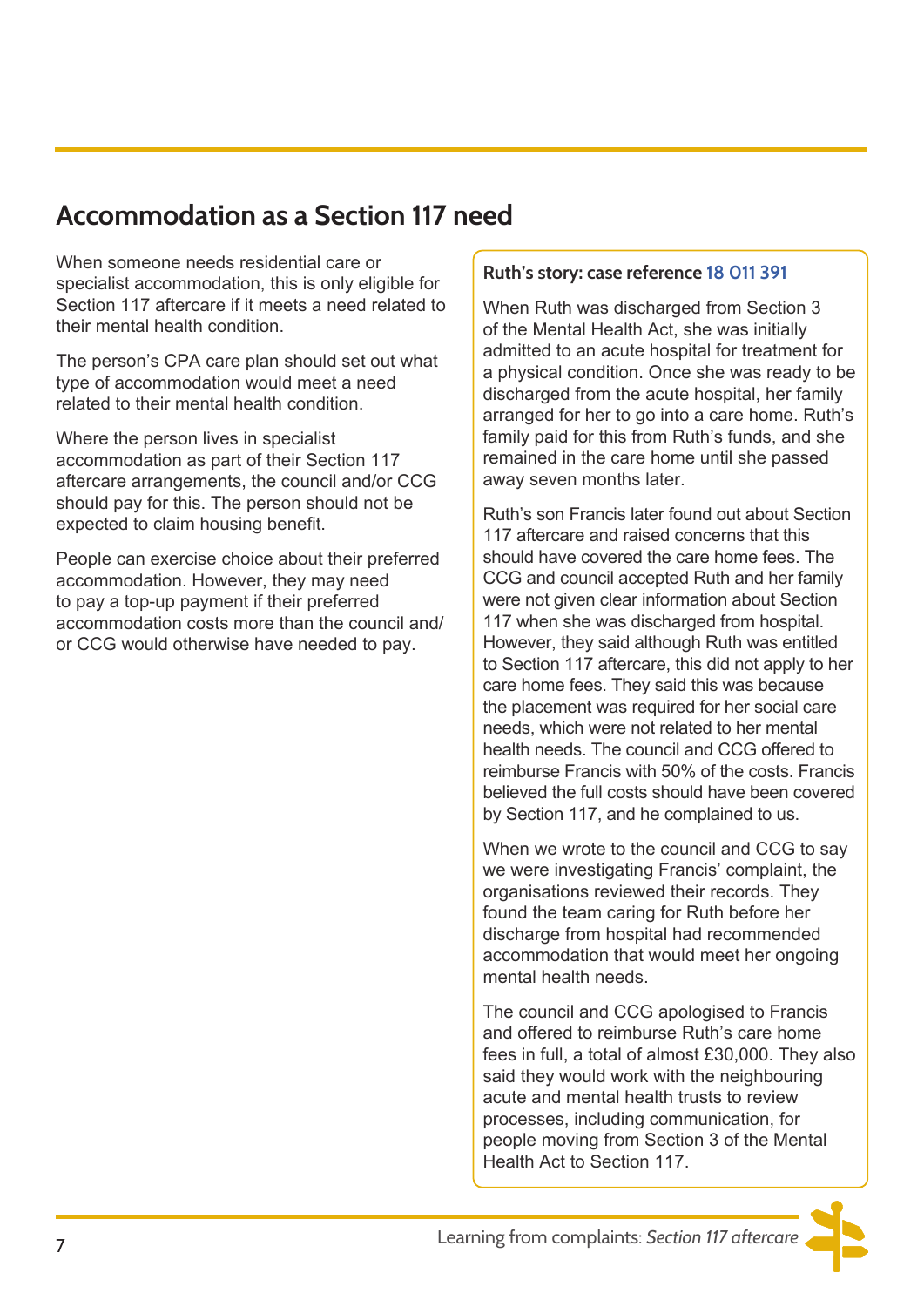## Accommodation as a Section 117 need

When someone needs residential care or specialist accommodation, this is only eligible for Section 117 aftercare if it meets a need related to their mental health condition.

The person's CPA care plan should set out what type of accommodation would meet a need related to their mental health condition.

Where the person lives in specialist accommodation as part of their Section 117 aftercare arrangements, the council and/or CCG should pay for this. The person should not be expected to claim housing benefit.

People can exercise choice about their preferred accommodation. However, they may need to pay a top-up payment if their preferred accommodation costs more than the council and/or CCG would otherwise have needed to pay.

**Ruth's story: case reference 18 011 391**

When Ruth was discharged from Section 3 of the Mental Health Act, she was initially admitted to an acute hospital for treatment for a physical condition. Once she was ready to be discharged from the acute hospital, her family arranged for her to go into a care home. Ruth's family paid for this from Ruth's funds, and she remained in the care home until she passed away seven months later.

Ruth's son Francis later found out about Section 117 aftercare and raised concerns that this should have covered the care home fees. The CCG and council accepted Ruth and her family were not given clear information about Section 117 when she was discharged from hospital. However, they said although Ruth was entitled to Section 117 aftercare, this did not apply to her care home fees. They said this was because the placement was required for her social care needs, which were not related to her mental health needs. The council and CCG offered to reimburse Francis with 50% of the costs. Francis believed the full costs should have been covered by Section 117, and he complained to us.

When we wrote to the council and CCG to say we were investigating Francis' complaint, the organisations reviewed their records. They found the team caring for Ruth before her discharge from hospital had recommended accommodation that would meet her ongoing mental health needs.

The council and CCG apologised to Francis and offered to reimburse Ruth's care home fees in full, a total of almost £30,000. They also said they would work with the neighbouring acute and mental health trusts to review processes, including communication, for people moving from Section 3 of the Mental Health Act to Section 117.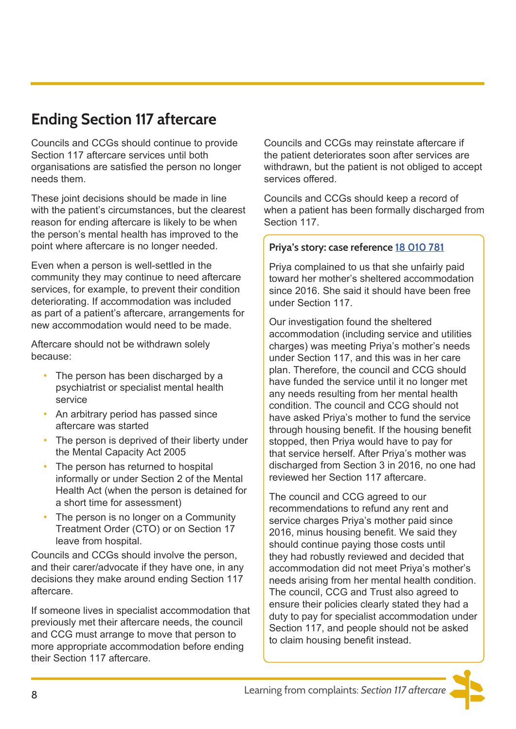## Ending Section 117 aftercare

Councils and CCGs should continue to provide Section 117 aftercare services until both organisations are satisfied the person no longer needs them.

These joint decisions should be made in line with the patient's circumstances, but the clearest reason for ending aftercare is likely to be when the person's mental health has improved to the point where aftercare is no longer needed.

Even when a person is well-settled in the community they may continue to need aftercare services, for example, to prevent their condition deteriorating. If accommodation was included as part of a patient's aftercare, arrangements for new accommodation would need to be made.

Aftercare should not be withdrawn solely because:

- The person has been discharged by a psychiatrist or specialist mental health service
- An arbitrary period has passed since aftercare was started
- The person is deprived of their liberty under the Mental Capacity Act 2005
- The person has returned to hospital informally or under Section 2 of the Mental Health Act (when the person is detained for a short time for assessment)
- The person is no longer on a Community Treatment Order (CTO) or on Section 17 leave from hospital.

Councils and CCGs should involve the person, and their carer/advocate if they have one, in any decisions they make around ending Section 117 aftercare.

If someone lives in specialist accommodation that previously met their aftercare needs, the council and CCG must arrange to move that person to more appropriate accommodation before ending their Section 117 aftercare.

Councils and CCGs may reinstate aftercare if the patient deteriorates soon after services are withdrawn, but the patient is not obliged to accept services offered.

Councils and CCGs should keep a record of when a patient has been formally discharged from Section 117.

**Priya's story: case reference 18 010 781**

Priya complained to us that she unfairly paid toward her mother's sheltered accommodation since 2016. She said it should have been free under Section 117.

Our investigation found the sheltered accommodation (including service and utilities charges) was meeting Priya's mother's needs under Section 117, and this was in her care plan. Therefore, the council and CCG should have funded the service until it no longer met any needs resulting from her mental health condition. The council and CCG should not have asked Priya's mother to fund the service through housing benefit. If the housing benefit stopped, then Priya would have to pay for that service herself. After Priya's mother was discharged from Section 3 in 2016, no one had reviewed her Section 117 aftercare.

The council and CCG agreed to our recommendations to refund any rent and service charges Priya's mother paid since 2016, minus housing benefit. We said they should continue paying those costs until they had robustly reviewed and decided that accommodation did not meet Priya's mother's needs arising from her mental health condition. The council, CCG and Trust also agreed to ensure their policies clearly stated they had a duty to pay for specialist accommodation under Section 117, and people should not be asked to claim housing benefit instead.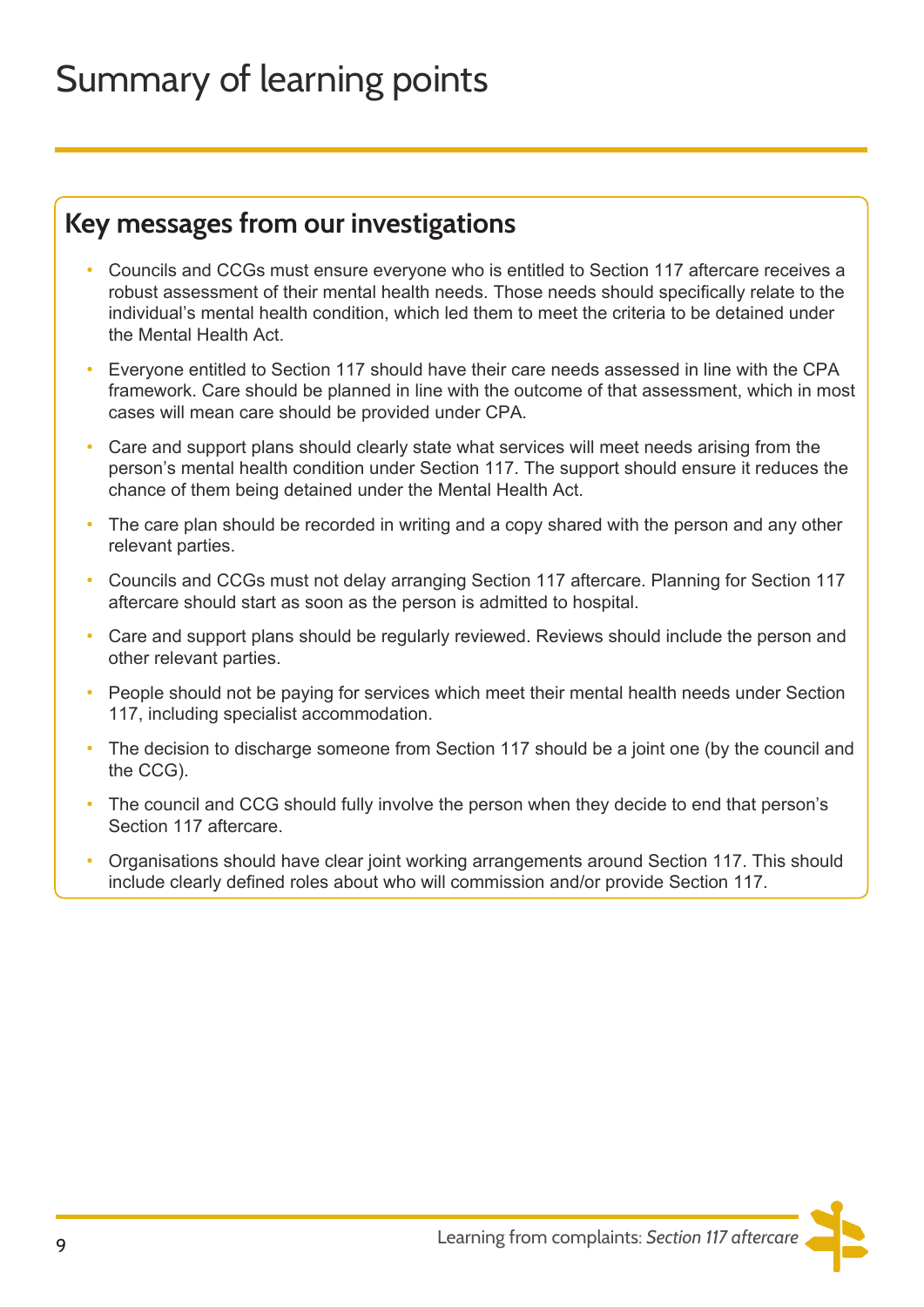# Summary of learning points

## Key messages from our investigations

- Councils and CCGs must ensure everyone who is entitled to Section 117 aftercare receives a robust assessment of their mental health needs. Those needs should specifically relate to the individual's mental health condition, which led them to meet the criteria to be detained under the Mental Health Act.
- Everyone entitled to Section 117 should have their care needs assessed in line with the CPA framework. Care should be planned in line with the outcome of that assessment, which in most cases will mean care should be provided under CPA.
- Care and support plans should clearly state what services will meet needs arising from the person's mental health condition under Section 117. The support should ensure it reduces the chance of them being detained under the Mental Health Act.
- The care plan should be recorded in writing and a copy shared with the person and any other relevant parties.
- Councils and CCGs must not delay arranging Section 117 aftercare. Planning for Section 117 aftercare should start as soon as the person is admitted to hospital.
- Care and support plans should be regularly reviewed. Reviews should include the person and other relevant parties.
- People should not be paying for services which meet their mental health needs under Section 117, including specialist accommodation.
- The decision to discharge someone from Section 117 should be a joint one (by the council and the CCG).
- The council and CCG should fully involve the person when they decide to end that person's Section 117 aftercare.
- Organisations should have clear joint working arrangements around Section 117. This should include clearly defined roles about who will commission and/or provide Section 117.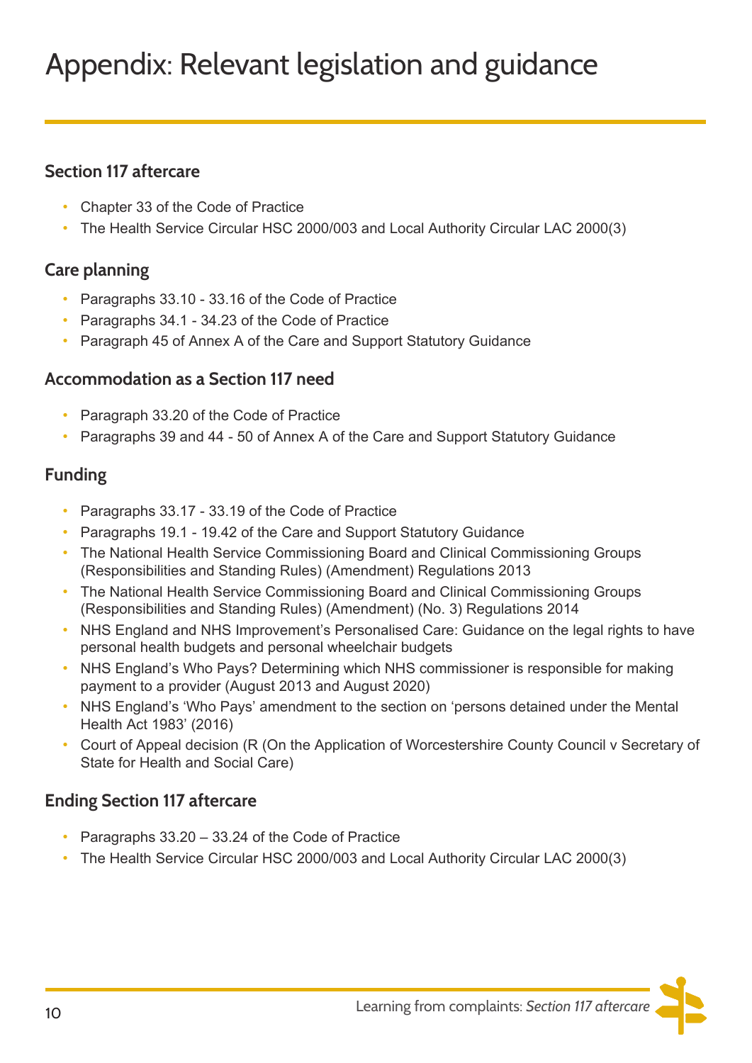# Appendix: Relevant legislation and guidance

### Section 117 aftercare

- Chapter 33 of the Code of Practice
- The Health Service Circular HSC 2000/003 and Local Authority Circular LAC 2000(3)

### Care planning

- Paragraphs 33.10 - 33.16 of the Code of Practice
- Paragraphs 34.1 - 34.23 of the Code of Practice
- Paragraph 45 of Annex A of the Care and Support Statutory Guidance

### Accommodation as a Section 117 need

- Paragraph 33.20 of the Code of Practice
- Paragraphs 39 and 44 - 50 of Annex A of the Care and Support Statutory Guidance

### Funding

- Paragraphs 33.17 - 33.19 of the Code of Practice
- Paragraphs 19.1 - 19.42 of the Care and Support Statutory Guidance
- The National Health Service Commissioning Board and Clinical Commissioning Groups (Responsibilities and Standing Rules) (Amendment) Regulations 2013
- The National Health Service Commissioning Board and Clinical Commissioning Groups (Responsibilities and Standing Rules) (Amendment) (No. 3) Regulations 2014
- NHS England and NHS Improvement's Personalised Care: Guidance on the legal rights to have personal health budgets and personal wheelchair budgets
- NHS England's Who Pays? Determining which NHS commissioner is responsible for making payment to a provider (August 2013 and August 2020)
- NHS England's 'Who Pays' amendment to the section on 'persons detained under the Mental Health Act 1983' (2016)
- Court of Appeal decision (R (On the Application of Worcestershire County Council v Secretary of State for Health and Social Care)

### Ending Section 117 aftercare

- Paragraphs 33.20 – 33.24 of the Code of Practice
- The Health Service Circular HSC 2000/003 and Local Authority Circular LAC 2000(3)